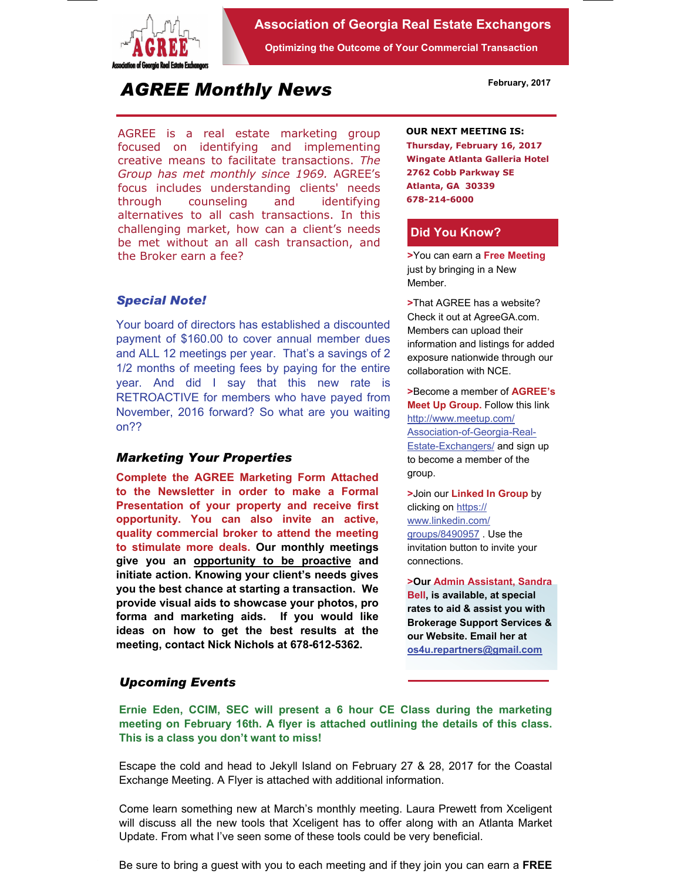# Association of Georgia Real Estate Exchangors

**Optimizing the Outcome of Your Commercial Transaction**

## *AGREE Monthly News*

**February, 2017**

AGREE is a real estate marketing group focused on identifying and implementing creative means to facilitate transactions. *The Group has met monthly since 1969.* AGREE's focus includes understanding clients' needs through counseling and identifying alternatives to all cash transactions. In this challenging market, how can a client's needs be met without an all cash transaction, and the Broker earn a fee?

### *Special Note!*

Your board of directors has established a discounted payment of $160.00 to cover annual member dues and ALL 12 meetings per year. That's a savings of 2 1/2 months of meeting fees by paying for the entire year. And did I say that this new rate is RETROACTIVE for members who have payed from November, 2016 forward? So what are you waiting on??

### *Marketing Your Properties*

**Complete the AGREE Marketing Form Attached to the Newsletter in order to make a Formal Presentation of your property and receive first opportunity. You can also invite an active, quality commercial broker to attend the meeting to stimulate more deals. Our monthly meetings give you an opportunity to be proactive and initiate action. Knowing your client's needs gives you the best chance at starting a transaction. We provide visual aids to showcase your photos, pro forma and marketing aids. If you would like ideas on how to get the best results at the meeting, contact Nick Nichols at 678-612-5362.**

**OUR NEXT MEETING IS:**
**Thursday, February 16, 2017**
**Wingate Atlanta Galleria Hotel**
**2762 Cobb Parkway SE**
**Atlanta, GA 30339**
**678-214-6000**

### Did You Know?

>You can earn a **Free Meeting** just by bringing in a New Member.

>That AGREE has a website? Check it out at AgreeGA.com. Members can upload their information and listings for added exposure nationwide through our collaboration with NCE.

>Become a member of **AGREE's Meet Up Group.** Follow this link http://www.meetup.com/Association-of-Georgia-Real-Estate-Exchangers/ and sign up to become a member of the group.

>Join our **Linked In Group** by clicking on https://www.linkedin.com/groups/8490957 . Use the invitation button to invite your connections.

**>Our Admin Assistant, Sandra Bell, is available, at special rates to aid & assist you with Brokerage Support Services & our Website. Email her at os4u.repartners@gmail.com**

### *Upcoming Events*

**Ernie Eden, CCIM, SEC will present a 6 hour CE Class during the marketing meeting on February 16th. A flyer is attached outlining the details of this class. This is a class you don't want to miss!**

Escape the cold and head to Jekyll Island on February 27 & 28, 2017 for the Coastal Exchange Meeting. A Flyer is attached with additional information.

Come learn something new at March's monthly meeting. Laura Prewett from Xceligent will discuss all the new tools that Xceligent has to offer along with an Atlanta Market Update. From what I've seen some of these tools could be very beneficial.

Be sure to bring a guest with you to each meeting and if they join you can earn a **FREE**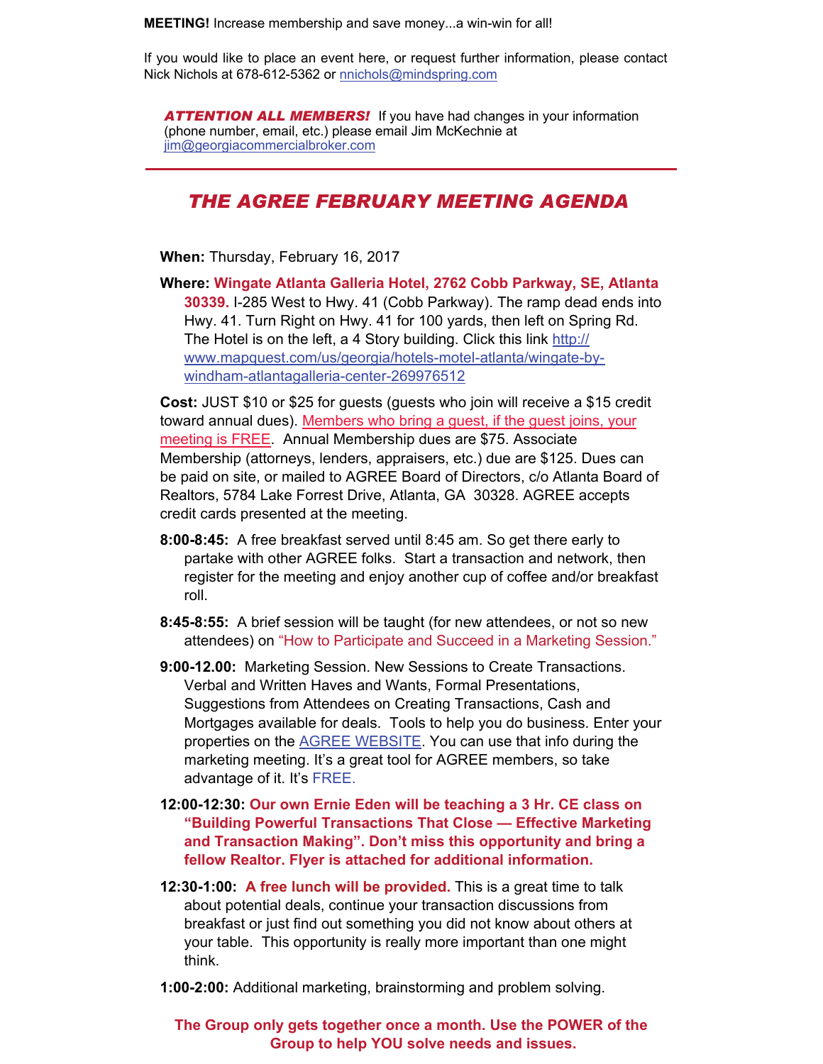**MEETING!** Increase membership and save money...a win-win for all!

If you would like to place an event here, or request further information, please contact Nick Nichols at 678-612-5362 or nnichols@mindspring.com

***ATTENTION ALL MEMBERS!*** If you have had changes in your information (phone number, email, etc.) please email Jim McKechnie at jim@georgiacommercialbroker.com

---

## *THE AGREE FEBRUARY MEETING AGENDA*

**When:** Thursday, February 16, 2017

**Where:** **Wingate Atlanta Galleria Hotel, 2762 Cobb Parkway, SE, Atlanta 30339.** I-285 West to Hwy. 41 (Cobb Parkway). The ramp dead ends into Hwy. 41. Turn Right on Hwy. 41 for 100 yards, then left on Spring Rd. The Hotel is on the left, a 4 Story building. Click this link http://www.mapquest.com/us/georgia/hotels-motel-atlanta/wingate-by-windham-atlantagalleria-center-269976512

**Cost:** JUST $10 or $25 for guests (guests who join will receive a $15 credit toward annual dues). Members who bring a guest, if the guest joins, your meeting is FREE. Annual Membership dues are $75. Associate Membership (attorneys, lenders, appraisers, etc.) due are $125. Dues can be paid on site, or mailed to AGREE Board of Directors, c/o Atlanta Board of Realtors, 5784 Lake Forrest Drive, Atlanta, GA 30328. AGREE accepts credit cards presented at the meeting.

**8:00-8:45:** A free breakfast served until 8:45 am. So get there early to partake with other AGREE folks. Start a transaction and network, then register for the meeting and enjoy another cup of coffee and/or breakfast roll.

**8:45-8:55:** A brief session will be taught (for new attendees, or not so new attendees) on "How to Participate and Succeed in a Marketing Session."

**9:00-12.00:** Marketing Session. New Sessions to Create Transactions. Verbal and Written Haves and Wants, Formal Presentations, Suggestions from Attendees on Creating Transactions, Cash and Mortgages available for deals. Tools to help you do business. Enter your properties on the AGREE WEBSITE. You can use that info during the marketing meeting. It's a great tool for AGREE members, so take advantage of it. It's FREE.

**12:00-12:30:** **Our own Ernie Eden will be teaching a 3 Hr. CE class on "Building Powerful Transactions That Close — Effective Marketing and Transaction Making". Don't miss this opportunity and bring a fellow Realtor. Flyer is attached for additional information.**

**12:30-1:00:** **A free lunch will be provided.** This is a great time to talk about potential deals, continue your transaction discussions from breakfast or just find out something you did not know about others at your table. This opportunity is really more important than one might think.

**1:00-2:00:** Additional marketing, brainstorming and problem solving.

**The Group only gets together once a month. Use the POWER of the Group to help YOU solve needs and issues.**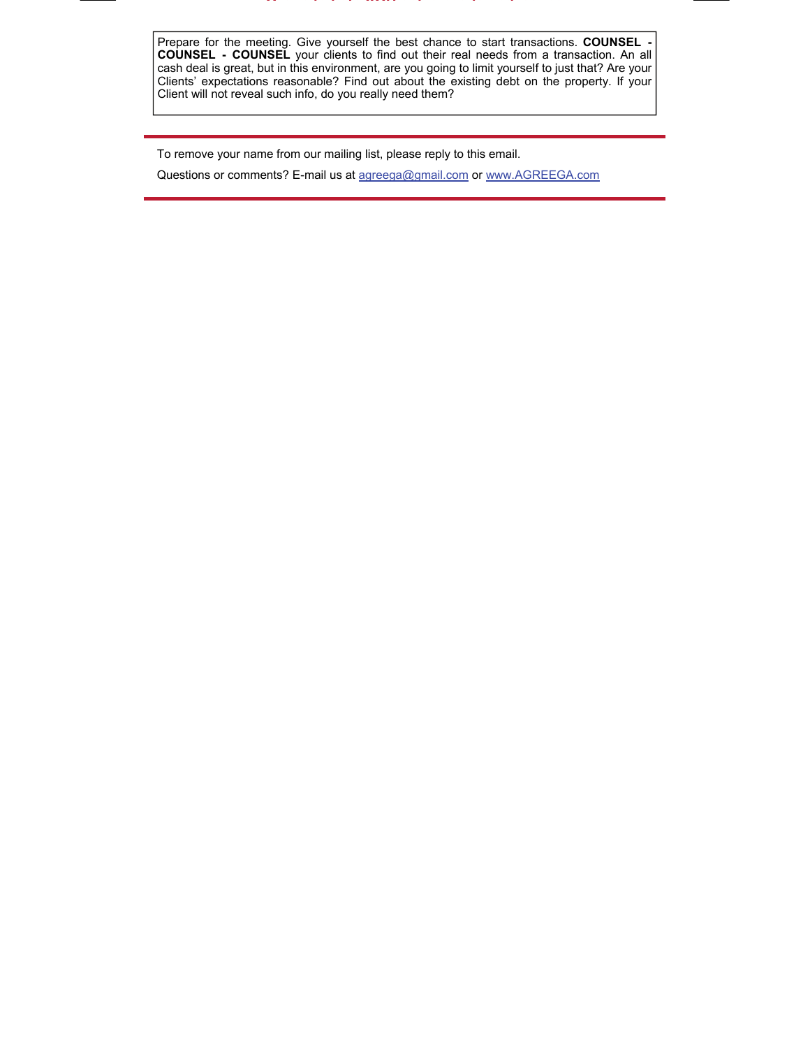Prepare for the meeting. Give yourself the best chance to start transactions. **COUNSEL - COUNSEL - COUNSEL** your clients to find out their real needs from a transaction. An all cash deal is great, but in this environment, are you going to limit yourself to just that? Are your Clients' expectations reasonable? Find out about the existing debt on the property. If your Client will not reveal such info, do you really need them?

---

To remove your name from our mailing list, please reply to this email.

Questions or comments? E-mail us at [agreega@gmail.com](mailto:agreega@gmail.com) or [www.AGREEGA.com](http://www.AGREEGA.com)

---